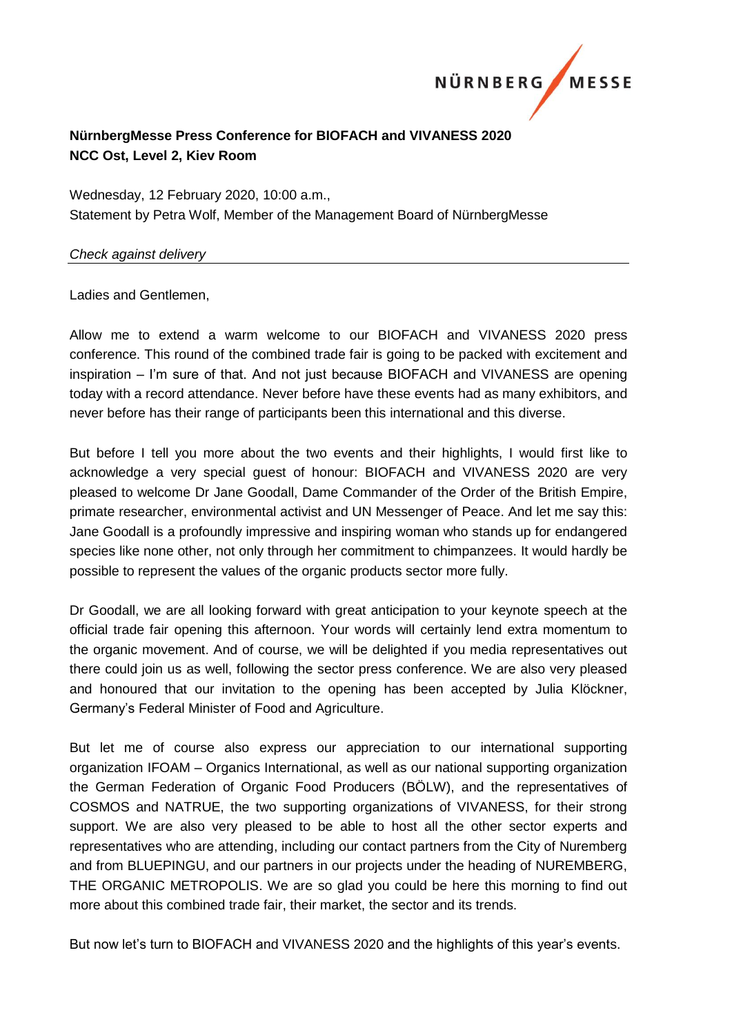**NürnbergMesse Press Conference for BIOFACH and VIVANESS 2020**
**NCC Ost, Level 2, Kiev Room**

Wednesday, 12 February 2020, 10:00 a.m.,
Statement by Petra Wolf, Member of the Management Board of NürnbergMesse

*Check against delivery*

Ladies and Gentlemen,

Allow me to extend a warm welcome to our BIOFACH and VIVANESS 2020 press conference. This round of the combined trade fair is going to be packed with excitement and inspiration – I'm sure of that. And not just because BIOFACH and VIVANESS are opening today with a record attendance. Never before have these events had as many exhibitors, and never before has their range of participants been this international and this diverse.

But before I tell you more about the two events and their highlights, I would first like to acknowledge a very special guest of honour: BIOFACH and VIVANESS 2020 are very pleased to welcome Dr Jane Goodall, Dame Commander of the Order of the British Empire, primate researcher, environmental activist and UN Messenger of Peace. And let me say this: Jane Goodall is a profoundly impressive and inspiring woman who stands up for endangered species like none other, not only through her commitment to chimpanzees. It would hardly be possible to represent the values of the organic products sector more fully.

Dr Goodall, we are all looking forward with great anticipation to your keynote speech at the official trade fair opening this afternoon. Your words will certainly lend extra momentum to the organic movement. And of course, we will be delighted if you media representatives out there could join us as well, following the sector press conference. We are also very pleased and honoured that our invitation to the opening has been accepted by Julia Klöckner, Germany's Federal Minister of Food and Agriculture.

But let me of course also express our appreciation to our international supporting organization IFOAM – Organics International, as well as our national supporting organization the German Federation of Organic Food Producers (BÖLW), and the representatives of COSMOS and NATRUE, the two supporting organizations of VIVANESS, for their strong support. We are also very pleased to be able to host all the other sector experts and representatives who are attending, including our contact partners from the City of Nuremberg and from BLUEPINGU, and our partners in our projects under the heading of NUREMBERG, THE ORGANIC METROPOLIS. We are so glad you could be here this morning to find out more about this combined trade fair, their market, the sector and its trends.

But now let's turn to BIOFACH and VIVANESS 2020 and the highlights of this year's events.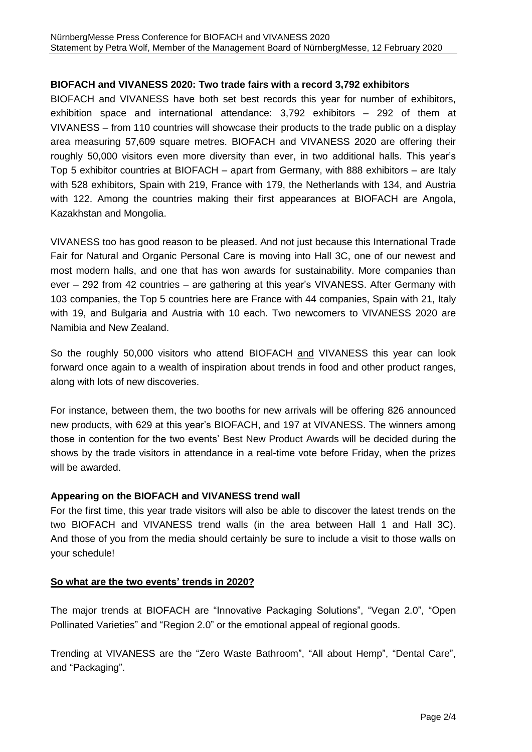**BIOFACH and VIVANESS 2020: Two trade fairs with a record 3,792 exhibitors**

BIOFACH and VIVANESS have both set best records this year for number of exhibitors, exhibition space and international attendance: 3,792 exhibitors – 292 of them at VIVANESS – from 110 countries will showcase their products to the trade public on a display area measuring 57,609 square metres. BIOFACH and VIVANESS 2020 are offering their roughly 50,000 visitors even more diversity than ever, in two additional halls. This year's Top 5 exhibitor countries at BIOFACH – apart from Germany, with 888 exhibitors – are Italy with 528 exhibitors, Spain with 219, France with 179, the Netherlands with 134, and Austria with 122. Among the countries making their first appearances at BIOFACH are Angola, Kazakhstan and Mongolia.

VIVANESS too has good reason to be pleased. And not just because this International Trade Fair for Natural and Organic Personal Care is moving into Hall 3C, one of our newest and most modern halls, and one that has won awards for sustainability. More companies than ever – 292 from 42 countries – are gathering at this year's VIVANESS. After Germany with 103 companies, the Top 5 countries here are France with 44 companies, Spain with 21, Italy with 19, and Bulgaria and Austria with 10 each. Two newcomers to VIVANESS 2020 are Namibia and New Zealand.

So the roughly 50,000 visitors who attend BIOFACH <u>and</u> VIVANESS this year can look forward once again to a wealth of inspiration about trends in food and other product ranges, along with lots of new discoveries.

For instance, between them, the two booths for new arrivals will be offering 826 announced new products, with 629 at this year's BIOFACH, and 197 at VIVANESS. The winners among those in contention for the two events' Best New Product Awards will be decided during the shows by the trade visitors in attendance in a real-time vote before Friday, when the prizes will be awarded.

**Appearing on the BIOFACH and VIVANESS trend wall**

For the first time, this year trade visitors will also be able to discover the latest trends on the two BIOFACH and VIVANESS trend walls (in the area between Hall 1 and Hall 3C). And those of you from the media should certainly be sure to include a visit to those walls on your schedule!

**<u>So what are the two events' trends in 2020?</u>**

The major trends at BIOFACH are "Innovative Packaging Solutions", "Vegan 2.0", "Open Pollinated Varieties" and "Region 2.0" or the emotional appeal of regional goods.

Trending at VIVANESS are the "Zero Waste Bathroom", "All about Hemp", "Dental Care", and "Packaging".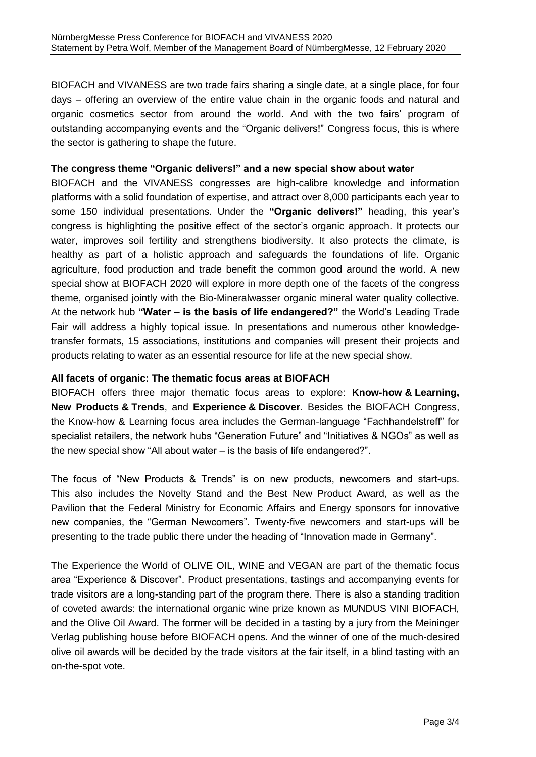BIOFACH and VIVANESS are two trade fairs sharing a single date, at a single place, for four days – offering an overview of the entire value chain in the organic foods and natural and organic cosmetics sector from around the world. And with the two fairs' program of outstanding accompanying events and the "Organic delivers!" Congress focus, this is where the sector is gathering to shape the future.

**The congress theme "Organic delivers!" and a new special show about water**

BIOFACH and the VIVANESS congresses are high-calibre knowledge and information platforms with a solid foundation of expertise, and attract over 8,000 participants each year to some 150 individual presentations. Under the **"Organic delivers!"** heading, this year's congress is highlighting the positive effect of the sector's organic approach. It protects our water, improves soil fertility and strengthens biodiversity. It also protects the climate, is healthy as part of a holistic approach and safeguards the foundations of life. Organic agriculture, food production and trade benefit the common good around the world. A new special show at BIOFACH 2020 will explore in more depth one of the facets of the congress theme, organised jointly with the Bio-Mineralwasser organic mineral water quality collective. At the network hub **"Water – is the basis of life endangered?"** the World's Leading Trade Fair will address a highly topical issue. In presentations and numerous other knowledge-transfer formats, 15 associations, institutions and companies will present their projects and products relating to water as an essential resource for life at the new special show.

**All facets of organic: The thematic focus areas at BIOFACH**

BIOFACH offers three major thematic focus areas to explore: **Know-how & Learning, New Products & Trends**, and **Experience & Discover**. Besides the BIOFACH Congress, the Know-how & Learning focus area includes the German-language "Fachhandelstreff" for specialist retailers, the network hubs "Generation Future" and "Initiatives & NGOs" as well as the new special show "All about water – is the basis of life endangered?".

The focus of "New Products & Trends" is on new products, newcomers and start-ups. This also includes the Novelty Stand and the Best New Product Award, as well as the Pavilion that the Federal Ministry for Economic Affairs and Energy sponsors for innovative new companies, the "German Newcomers". Twenty-five newcomers and start-ups will be presenting to the trade public there under the heading of "Innovation made in Germany".

The Experience the World of OLIVE OIL, WINE and VEGAN are part of the thematic focus area "Experience & Discover". Product presentations, tastings and accompanying events for trade visitors are a long-standing part of the program there. There is also a standing tradition of coveted awards: the international organic wine prize known as MUNDUS VINI BIOFACH, and the Olive Oil Award. The former will be decided in a tasting by a jury from the Meininger Verlag publishing house before BIOFACH opens. And the winner of one of the much-desired olive oil awards will be decided by the trade visitors at the fair itself, in a blind tasting with an on-the-spot vote.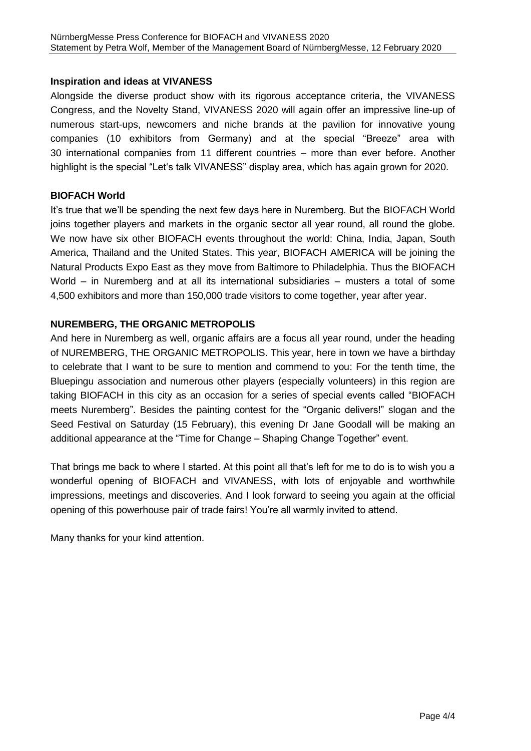## Inspiration and ideas at VIVANESS

Alongside the diverse product show with its rigorous acceptance criteria, the VIVANESS Congress, and the Novelty Stand, VIVANESS 2020 will again offer an impressive line-up of numerous start-ups, newcomers and niche brands at the pavilion for innovative young companies (10 exhibitors from Germany) and at the special "Breeze" area with 30 international companies from 11 different countries – more than ever before. Another highlight is the special "Let's talk VIVANESS" display area, which has again grown for 2020.

## BIOFACH World

It's true that we'll be spending the next few days here in Nuremberg. But the BIOFACH World joins together players and markets in the organic sector all year round, all round the globe. We now have six other BIOFACH events throughout the world: China, India, Japan, South America, Thailand and the United States. This year, BIOFACH AMERICA will be joining the Natural Products Expo East as they move from Baltimore to Philadelphia. Thus the BIOFACH World – in Nuremberg and at all its international subsidiaries – musters a total of some 4,500 exhibitors and more than 150,000 trade visitors to come together, year after year.

## NUREMBERG, THE ORGANIC METROPOLIS

And here in Nuremberg as well, organic affairs are a focus all year round, under the heading of NUREMBERG, THE ORGANIC METROPOLIS. This year, here in town we have a birthday to celebrate that I want to be sure to mention and commend to you: For the tenth time, the Bluepingu association and numerous other players (especially volunteers) in this region are taking BIOFACH in this city as an occasion for a series of special events called "BIOFACH meets Nuremberg". Besides the painting contest for the "Organic delivers!" slogan and the Seed Festival on Saturday (15 February), this evening Dr Jane Goodall will be making an additional appearance at the "Time for Change – Shaping Change Together" event.

That brings me back to where I started. At this point all that's left for me to do is to wish you a wonderful opening of BIOFACH and VIVANESS, with lots of enjoyable and worthwhile impressions, meetings and discoveries. And I look forward to seeing you again at the official opening of this powerhouse pair of trade fairs! You're all warmly invited to attend.

Many thanks for your kind attention.